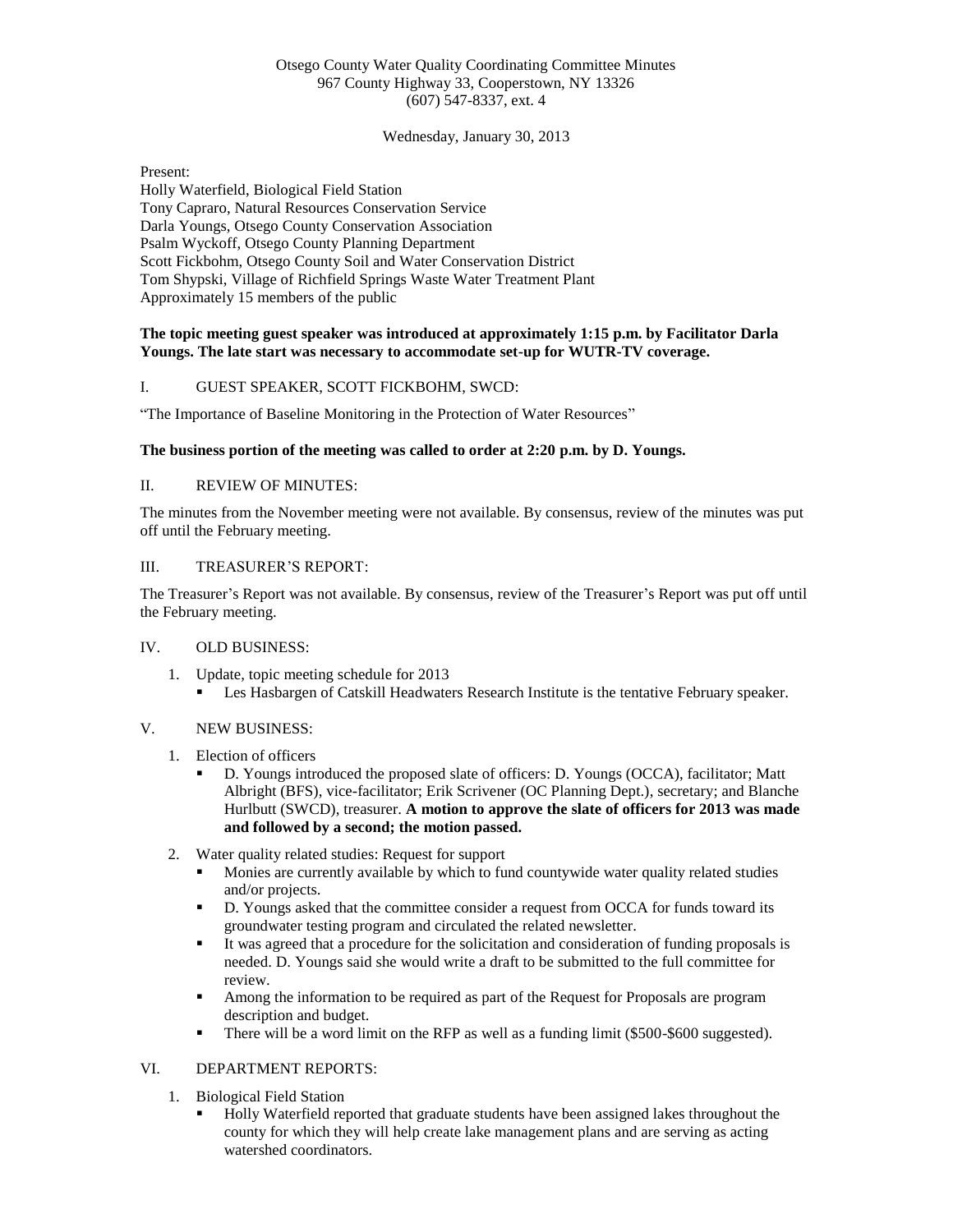Otsego County Water Quality Coordinating Committee Minutes
967 County Highway 33, Cooperstown, NY 13326
(607) 547-8337, ext. 4

Wednesday, January 30, 2013

Present:
Holly Waterfield, Biological Field Station
Tony Capraro, Natural Resources Conservation Service
Darla Youngs, Otsego County Conservation Association
Psalm Wyckoff, Otsego County Planning Department
Scott Fickbohm, Otsego County Soil and Water Conservation District
Tom Shypski, Village of Richfield Springs Waste Water Treatment Plant
Approximately 15 members of the public

**The topic meeting guest speaker was introduced at approximately 1:15 p.m. by Facilitator Darla Youngs. The late start was necessary to accommodate set-up for WUTR-TV coverage.**

I. GUEST SPEAKER, SCOTT FICKBOHM, SWCD:

"The Importance of Baseline Monitoring in the Protection of Water Resources"

**The business portion of the meeting was called to order at 2:20 p.m. by D. Youngs.**

II. REVIEW OF MINUTES:

The minutes from the November meeting were not available. By consensus, review of the minutes was put off until the February meeting.

III. TREASURER'S REPORT:

The Treasurer's Report was not available. By consensus, review of the Treasurer's Report was put off until the February meeting.

IV. OLD BUSINESS:

1. Update, topic meeting schedule for 2013
   - Les Hasbargen of Catskill Headwaters Research Institute is the tentative February speaker.

V. NEW BUSINESS:

1. Election of officers
   - D. Youngs introduced the proposed slate of officers: D. Youngs (OCCA), facilitator; Matt Albright (BFS), vice-facilitator; Erik Scrivener (OC Planning Dept.), secretary; and Blanche Hurlbutt (SWCD), treasurer. **A motion to approve the slate of officers for 2013 was made and followed by a second; the motion passed.**
2. Water quality related studies: Request for support
   - Monies are currently available by which to fund countywide water quality related studies and/or projects.
   - D. Youngs asked that the committee consider a request from OCCA for funds toward its groundwater testing program and circulated the related newsletter.
   - It was agreed that a procedure for the solicitation and consideration of funding proposals is needed. D. Youngs said she would write a draft to be submitted to the full committee for review.
   - Among the information to be required as part of the Request for Proposals are program description and budget.
   - There will be a word limit on the RFP as well as a funding limit ($500-$600 suggested).

VI. DEPARTMENT REPORTS:

1. Biological Field Station
   - Holly Waterfield reported that graduate students have been assigned lakes throughout the county for which they will help create lake management plans and are serving as acting watershed coordinators.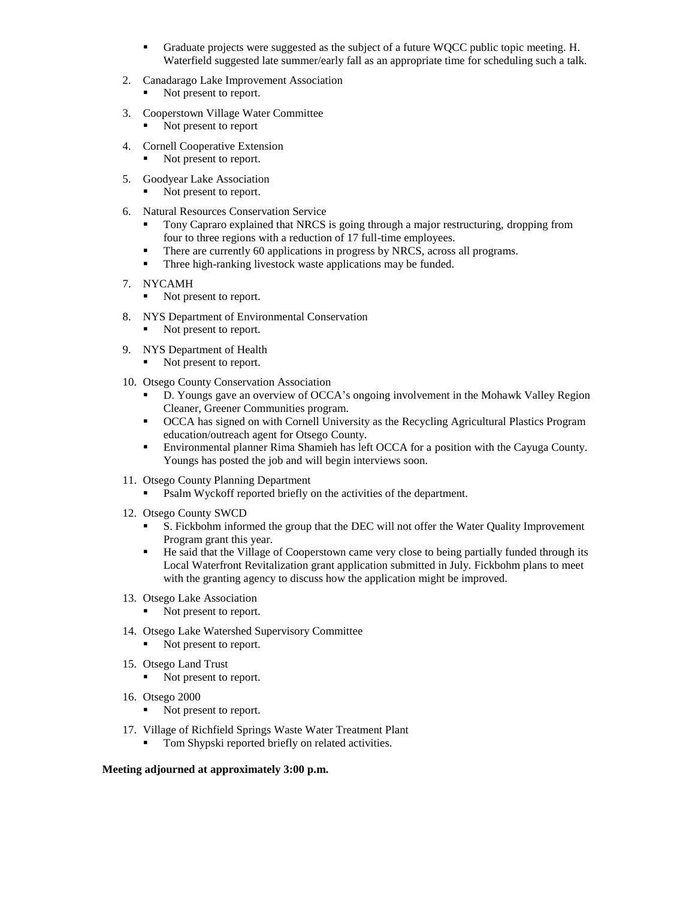- Graduate projects were suggested as the subject of a future WQCC public topic meeting. H. Waterfield suggested late summer/early fall as an appropriate time for scheduling such a talk.

2. Canadarago Lake Improvement Association
   - Not present to report.
3. Cooperstown Village Water Committee
   - Not present to report
4. Cornell Cooperative Extension
   - Not present to report.
5. Goodyear Lake Association
   - Not present to report.
6. Natural Resources Conservation Service
   - Tony Capraro explained that NRCS is going through a major restructuring, dropping from four to three regions with a reduction of 17 full-time employees.
   - There are currently 60 applications in progress by NRCS, across all programs.
   - Three high-ranking livestock waste applications may be funded.
7. NYCAMH
   - Not present to report.
8. NYS Department of Environmental Conservation
   - Not present to report.
9. NYS Department of Health
   - Not present to report.
10. Otsego County Conservation Association
    - D. Youngs gave an overview of OCCA's ongoing involvement in the Mohawk Valley Region Cleaner, Greener Communities program.
    - OCCA has signed on with Cornell University as the Recycling Agricultural Plastics Program education/outreach agent for Otsego County.
    - Environmental planner Rima Shamieh has left OCCA for a position with the Cayuga County. Youngs has posted the job and will begin interviews soon.
11. Otsego County Planning Department
    - Psalm Wyckoff reported briefly on the activities of the department.
12. Otsego County SWCD
    - S. Fickbohm informed the group that the DEC will not offer the Water Quality Improvement Program grant this year.
    - He said that the Village of Cooperstown came very close to being partially funded through its Local Waterfront Revitalization grant application submitted in July. Fickbohm plans to meet with the granting agency to discuss how the application might be improved.
13. Otsego Lake Association
    - Not present to report.
14. Otsego Lake Watershed Supervisory Committee
    - Not present to report.
15. Otsego Land Trust
    - Not present to report.
16. Otsego 2000
    - Not present to report.
17. Village of Richfield Springs Waste Water Treatment Plant
    - Tom Shypski reported briefly on related activities.

**Meeting adjourned at approximately 3:00 p.m.**